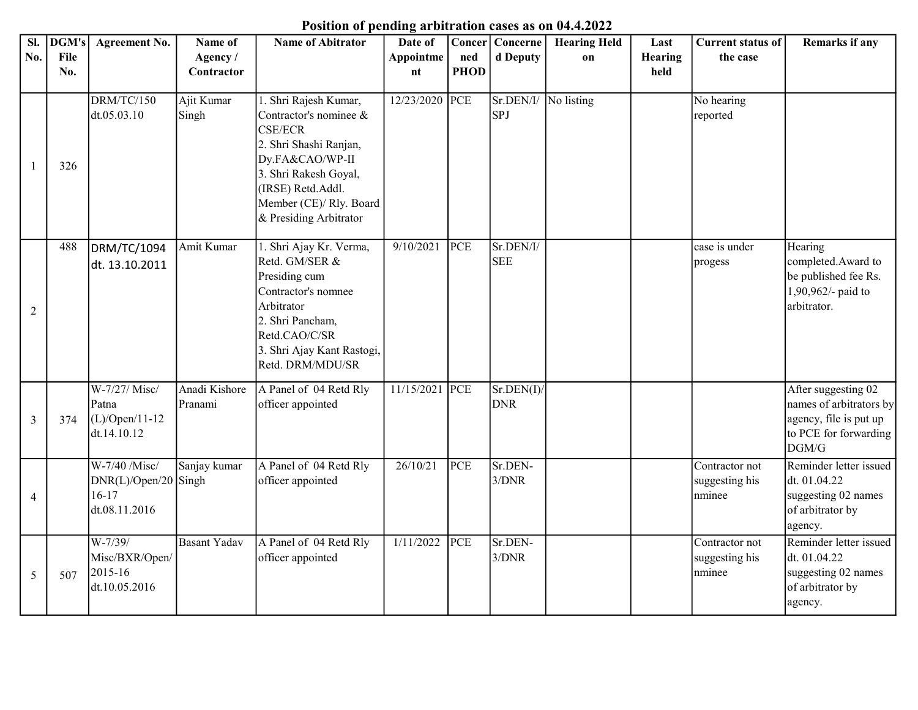# Position of pending arbitration cases as on 04.4.2022

| Sl. No. | DGM's File No. | Agreement No. | Name of Agency / Contractor | Name of Abitrator | Date of Appointment | Concerned PHOD | Concerned Deputy | Hearing Held on | Last Hearing held | Current status of the case | Remarks if any |
|---|---|---|---|---|---|---|---|---|---|---|---|
| 1 | 326 | DRM/TC/150 dt.05.03.10 | Ajit Kumar Singh | 1. Shri Rajesh Kumar, Contractor's nominee & CSE/ECR<br>2. Shri Shashi Ranjan, Dy.FA&CAO/WP-II<br>3. Shri Rakesh Goyal, (IRSE) Retd.Addl. Member (CE)/ Rly. Board & Presiding Arbitrator | 12/23/2020 | PCE | Sr.DEN/I/SPJ | No listing | | No hearing reported | |
| 2 | 488 | DRM/TC/1094 dt. 13.10.2011 | Amit Kumar | 1. Shri Ajay Kr. Verma, Retd. GM/SER & Presiding cum Contractor's nomnee Arbitrator<br>2. Shri Pancham, Retd.CAO/C/SR<br>3. Shri Ajay Kant Rastogi, Retd. DRM/MDU/SR | 9/10/2021 | PCE | Sr.DEN/I/SEE | | | case is under progess | Hearing completed.Award to be published fee Rs. 1,90,962/- paid to arbitrator. |
| 3 | 374 | W-7/27/ Misc/ Patna (L)/Open/11-12 dt.14.10.12 | Anadi Kishore Pranami | A Panel of 04 Retd Rly officer appointed | 11/15/2021 | PCE | Sr.DEN(I)/DNR | | | | After suggesting 02 names of arbitrators by agency, file is put up to PCE for forwarding DGM/G |
| 4 | | W-7/40 /Misc/ DNR(L)/Open/2016-17 dt.08.11.2016 | Sanjay kumar Singh | A Panel of 04 Retd Rly officer appointed | 26/10/21 | PCE | Sr.DEN-3/DNR | | | Contractor not suggesting his nminee | Reminder letter issued dt. 01.04.22 suggesting 02 names of arbitrator by agency. |
| 5 | 507 | W-7/39/ Misc/BXR/Open/ 2015-16 dt.10.05.2016 | Basant Yadav | A Panel of 04 Retd Rly officer appointed | 1/11/2022 | PCE | Sr.DEN-3/DNR | | | Contractor not suggesting his nminee | Reminder letter issued dt. 01.04.22 suggesting 02 names of arbitrator by agency. |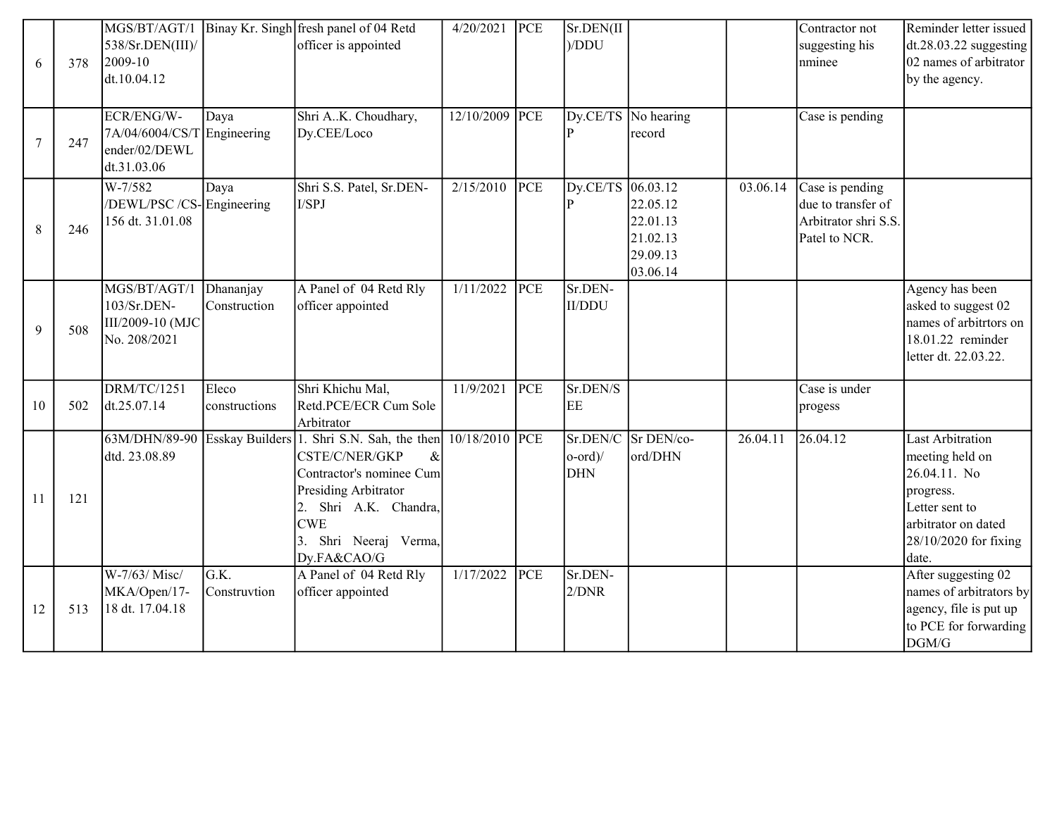| | | | | | | | | | | | |
|---|---|---|---|---|---|---|---|---|---|---|---|
| 6 | 378 | MGS/BT/AGT/1538/Sr.DEN(III)/2009-10 dt.10.04.12 | Binay Kr. Singh | fresh panel of 04 Retd officer is appointed | 4/20/2021 | PCE | Sr.DEN(III)/DDU | | | Contractor not suggesting his nminee | Reminder letter issued dt.28.03.22 suggesting 02 names of arbitrator by the agency. |
| 7 | 247 | ECR/ENG/W-7A/04/6004/CS/Tender/02/DEWL dt.31.03.06 | Daya Engineering | Shri A..K. Choudhary, Dy.CEE/Loco | 12/10/2009 | PCE | Dy.CE/TSP | No hearing record | | Case is pending | |
| 8 | 246 | W-7/582 /DEWL/PSC /CS-156 dt. 31.01.08 | Daya Engineering | Shri S.S. Patel, Sr.DEN-I/SPJ | 2/15/2010 | PCE | Dy.CE/TSP | 06.03.12 22.05.12 22.01.13 21.02.13 29.09.13 03.06.14 | 03.06.14 | Case is pending due to transfer of Arbitrator shri S.S. Patel to NCR. | |
| 9 | 508 | MGS/BT/AGT/1103/Sr.DEN-III/2009-10 (MJC No. 208/2021 | Dhananjay Construction | A Panel of 04 Retd Rly officer appointed | 1/11/2022 | PCE | Sr.DEN-II/DDU | | | | Agency has been asked to suggest 02 names of arbitrtors on 18.01.22 reminder letter dt. 22.03.22. |
| 10 | 502 | DRM/TC/1251 dt.25.07.14 | Eleco constructions | Shri Khichu Mal, Retd.PCE/ECR Cum Sole Arbitrator | 11/9/2021 | PCE | Sr.DEN/SEE | | | Case is under progess | |
| 11 | 121 | 63M/DHN/89-90 dtd. 23.08.89 | Esskay Builders | 1. Shri S.N. Sah, the then CSTE/C/NER/GKP & Contractor's nominee Cum Presiding Arbitrator 2. Shri A.K. Chandra, CWE 3. Shri Neeraj Verma, Dy.FA&CAO/G | 10/18/2010 | PCE | Sr.DEN/Co-ord)/DHN | Sr DEN/co-ord/DHN | 26.04.11 | 26.04.12 | Last Arbitration meeting held on 26.04.11. No progress. Letter sent to arbitrator on dated 28/10/2020 for fixing date. |
| 12 | 513 | W-7/63/ Misc/ MKA/Open/17-18 dt. 17.04.18 | G.K. Construvtion | A Panel of 04 Retd Rly officer appointed | 1/17/2022 | PCE | Sr.DEN-2/DNR | | | | After suggesting 02 names of arbitrators by agency, file is put up to PCE for forwarding DGM/G |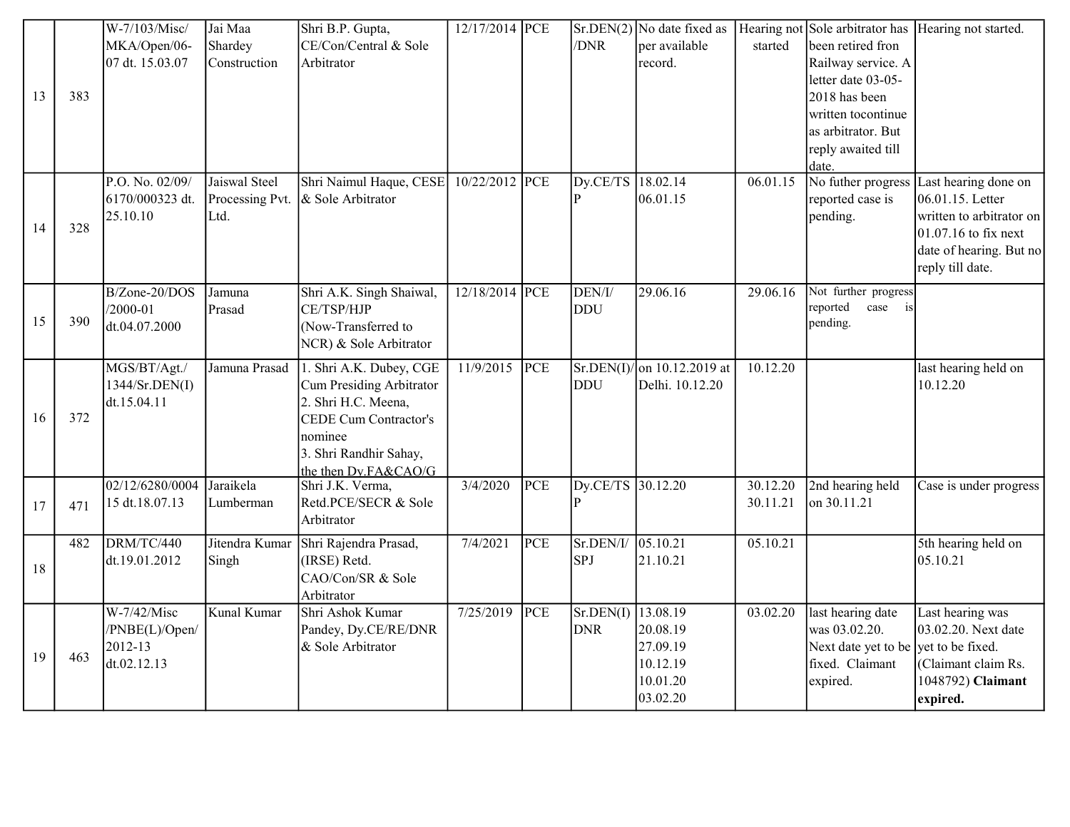| | | | | | | | | | | | |
|---|---|---|---|---|---|---|---|---|---|---|---|
| 13 | 383 | W-7/103/Misc/ MKA/Open/06-07 dt. 15.03.07 | Jai Maa Shardey Construction | Shri B.P. Gupta, CE/Con/Central & Sole Arbitrator | 12/17/2014 | PCE | Sr.DEN(2) /DNR | No date fixed as per available record. | Hearing not started | Sole arbitrator has been retired fron Railway service. A letter date 03-05-2018 has been written tocontinue as arbitrator. But reply awaited till date. | Hearing not started. |
| 14 | 328 | P.O. No. 02/09/ 6170/000323 dt. 25.10.10 | Jaiswal Steel Processing Pvt. Ltd. | Shri Naimul Haque, CESE & Sole Arbitrator | 10/22/2012 | PCE | Dy.CE/TS P | 18.02.14<br>06.01.15 | 06.01.15 | No futher progress reported case is pending. | Last hearing done on 06.01.15. Letter written to arbitrator on 01.07.16 to fix next date of hearing. But no reply till date. |
| 15 | 390 | B/Zone-20/DOS /2000-01 dt.04.07.2000 | Jamuna Prasad | Shri A.K. Singh Shaiwal, CE/TSP/HJP (Now-Transferred to NCR) & Sole Arbitrator | 12/18/2014 | PCE | DEN/I/ DDU | 29.06.16 | 29.06.16 | Not further progress reported case is pending. | |
| 16 | 372 | MGS/BT/Agt./ 1344/Sr.DEN(I) dt.15.04.11 | Jamuna Prasad | 1. Shri A.K. Dubey, CGE Cum Presiding Arbitrator<br>2. Shri H.C. Meena, CEDE Cum Contractor's nominee<br>3. Shri Randhir Sahay, the then Dy.FA&CAO/G | 11/9/2015 | PCE | Sr.DEN(I)/ DDU | on 10.12.2019 at Delhi. 10.12.20 | 10.12.20 | | last hearing held on 10.12.20 |
| 17 | 471 | 02/12/6280/0004 15 dt.18.07.13 | Jaraikela Lumberman | Shri J.K. Verma, Retd.PCE/SECR & Sole Arbitrator | 3/4/2020 | PCE | Dy.CE/TS P | 30.12.20 | 30.12.20<br>30.11.21 | 2nd hearing held on 30.11.21 | Case is under progress |
| 18 | 482 | DRM/TC/440 dt.19.01.2012 | Jitendra Kumar Singh | Shri Rajendra Prasad, (IRSE) Retd. CAO/Con/SR & Sole Arbitrator | 7/4/2021 | PCE | Sr.DEN/I/ SPJ | 05.10.21<br>21.10.21 | 05.10.21 | | 5th hearing held on 05.10.21 |
| 19 | 463 | W-7/42/Misc /PNBE(L)/Open/ 2012-13 dt.02.12.13 | Kunal Kumar | Shri Ashok Kumar Pandey, Dy.CE/RE/DNR & Sole Arbitrator | 7/25/2019 | PCE | Sr.DEN(I) DNR | 13.08.19<br>20.08.19<br>27.09.19<br>10.12.19<br>10.01.20<br>03.02.20 | 03.02.20 | last hearing date was 03.02.20. Next date yet to be fixed. Claimant expired. | Last hearing was 03.02.20. Next date yet to be fixed. (Claimant claim Rs. 1048792) **Claimant expired.** |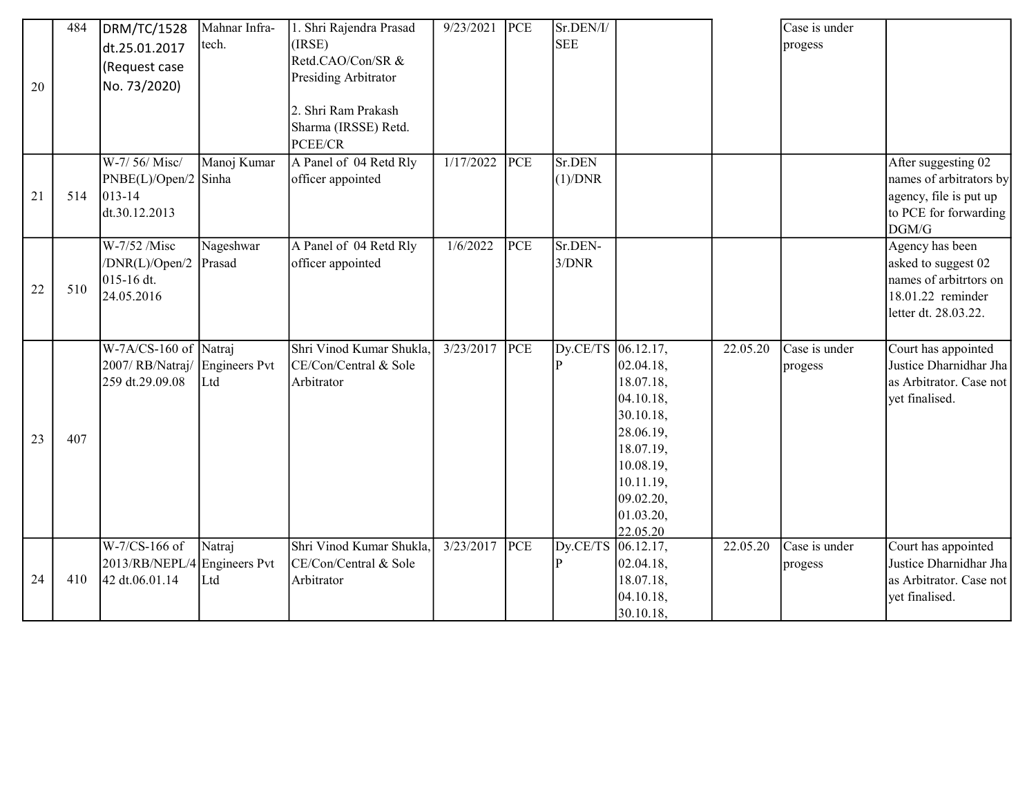| | | | | | | | | | | | |
|---|---|---|---|---|---|---|---|---|---|---|---|
| 20 | 484 | DRM/TC/1528 dt.25.01.2017 (Request case No. 73/2020) | Mahnar Infra-tech. | 1. Shri Rajendra Prasad (IRSE) Retd.CAO/Con/SR & Presiding Arbitrator<br><br>2. Shri Ram Prakash Sharma (IRSSE) Retd. PCEE/CR | 9/23/2021 | PCE | Sr.DEN/I/SEE | | | Case is under progess | |
| 21 | 514 | W-7/ 56/ Misc/ PNBE(L)/Open/2013-14 dt.30.12.2013 | Manoj Kumar Sinha | A Panel of 04 Retd Rly officer appointed | 1/17/2022 | PCE | Sr.DEN (1)/DNR | | | | After suggesting 02 names of arbitrators by agency, file is put up to PCE for forwarding DGM/G |
| 22 | 510 | W-7/52 /Misc /DNR(L)/Open/2015-16 dt. 24.05.2016 | Nageshwar Prasad | A Panel of 04 Retd Rly officer appointed | 1/6/2022 | PCE | Sr.DEN-3/DNR | | | | Agency has been asked to suggest 02 names of arbitrtors on 18.01.22 reminder letter dt. 28.03.22. |
| 23 | 407 | W-7A/CS-160 of 2007/ RB/Natraj/ 259 dt.29.09.08 | Natraj Engineers Pvt Ltd | Shri Vinod Kumar Shukla, CE/Con/Central & Sole Arbitrator | 3/23/2017 | PCE | Dy.CE/TSP | 06.12.17, 02.04.18, 18.07.18, 04.10.18, 30.10.18, 28.06.19, 18.07.19, 10.08.19, 10.11.19, 09.02.20, 01.03.20, 22.05.20 | 22.05.20 | Case is under progess | Court has appointed Justice Dharnidhar Jha as Arbitrator. Case not yet finalised. |
| 24 | 410 | W-7/CS-166 of 2013/RB/NEPL/442 dt.06.01.14 | Natraj Engineers Pvt Ltd | Shri Vinod Kumar Shukla, CE/Con/Central & Sole Arbitrator | 3/23/2017 | PCE | Dy.CE/TSP | 06.12.17, 02.04.18, 18.07.18, 04.10.18, 30.10.18, | 22.05.20 | Case is under progess | Court has appointed Justice Dharnidhar Jha as Arbitrator. Case not yet finalised. |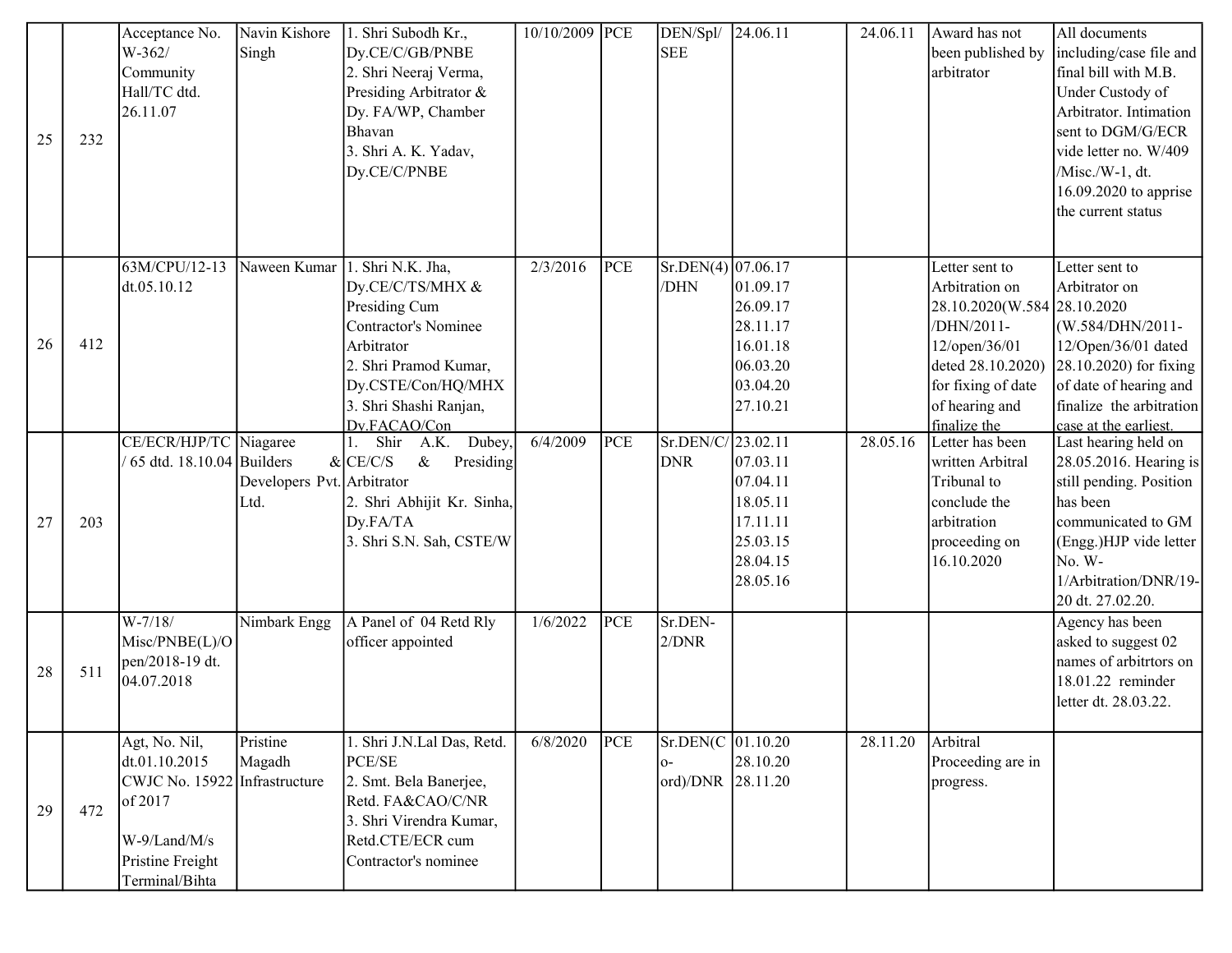| 25 | 232 | Acceptance No. W-362/ Community Hall/TC dtd. 26.11.07 | Navin Kishore Singh | 1. Shri Subodh Kr., Dy.CE/C/GB/PNBE<br>2. Shri Neeraj Verma, Presiding Arbitrator & Dy. FA/WP, Chamber Bhavan<br>3. Shri A. K. Yadav, Dy.CE/C/PNBE | 10/10/2009 | PCE | DEN/Spl/ SEE | 24.06.11 | 24.06.11 | Award has not been published by arbitrator | All documents including/case file and final bill with M.B. Under Custody of Arbitrator. Intimation sent to DGM/G/ECR vide letter no. W/409 /Misc./W-1, dt. 16.09.2020 to apprise the current status |
|---|---|---|---|---|---|---|---|---|---|---|---|
| 26 | 412 | 63M/CPU/12-13 dt.05.10.12 | Naween Kumar | 1. Shri N.K. Jha, Dy.CE/C/TS/MHX & Presiding Cum Contractor's Nominee Arbitrator<br>2. Shri Pramod Kumar, Dy.CSTE/Con/HQ/MHX<br>3. Shri Shashi Ranjan, Dy.FACAO/Con | 2/3/2016 | PCE | Sr.DEN(4) /DHN | 07.06.17<br>01.09.17<br>26.09.17<br>28.11.17<br>16.01.18<br>06.03.20<br>03.04.20<br>27.10.21 | | Letter sent to Arbitration on 28.10.2020(W.584 /DHN/2011-12/open/36/01 deted 28.10.2020) for fixing of date of hearing and finalize the | Letter sent to Arbitrator on 28.10.2020 (W.584/DHN/2011-12/Open/36/01 dated 28.10.2020) for fixing of date of hearing and finalize the arbitration case at the earliest. |
| 27 | 203 | CE/ECR/HJP/TC / 65 dtd. 18.10.04 | Niagaree Builders & Developers Pvt. Ltd. | 1. Shir A.K. Dubey, CE/C/S & Presiding Arbitrator<br>2. Shri Abhijit Kr. Sinha, Dy.FA/TA<br>3. Shri S.N. Sah, CSTE/W | 6/4/2009 | PCE | Sr.DEN/C/ DNR | 23.02.11<br>07.03.11<br>07.04.11<br>18.05.11<br>17.11.11<br>25.03.15<br>28.04.15<br>28.05.16 | 28.05.16 | Letter has been written Arbitral Tribunal to conclude the arbitration proceeding on 16.10.2020 | Last hearing held on 28.05.2016. Hearing is still pending. Position has been communicated to GM (Engg.)HJP vide letter No. W-1/Arbitration/DNR/19-20 dt. 27.02.20. |
| 28 | 511 | W-7/18/ Misc/PNBE(L)/Open/2018-19 dt. 04.07.2018 | Nimbark Engg | A Panel of 04 Retd Rly officer appointed | 1/6/2022 | PCE | Sr.DEN-2/DNR | | | | Agency has been asked to suggest 02 names of arbitrtors on 18.01.22 reminder letter dt. 28.03.22. |
| 29 | 472 | Agt, No. Nil, dt.01.10.2015 CWJC No. 15922 of 2017<br><br>W-9/Land/M/s Pristine Freight Terminal/Bihta | Pristine Magadh Infrastructure | 1. Shri J.N.Lal Das, Retd. PCE/SE<br>2. Smt. Bela Banerjee, Retd. FA&CAO/C/NR<br>3. Shri Virendra Kumar, Retd.CTE/ECR cum Contractor's nominee | 6/8/2020 | PCE | Sr.DEN(Co-ord)/DNR | 01.10.20<br>28.10.20<br>28.11.20 | 28.11.20 | Arbitral Proceeding are in progress. | |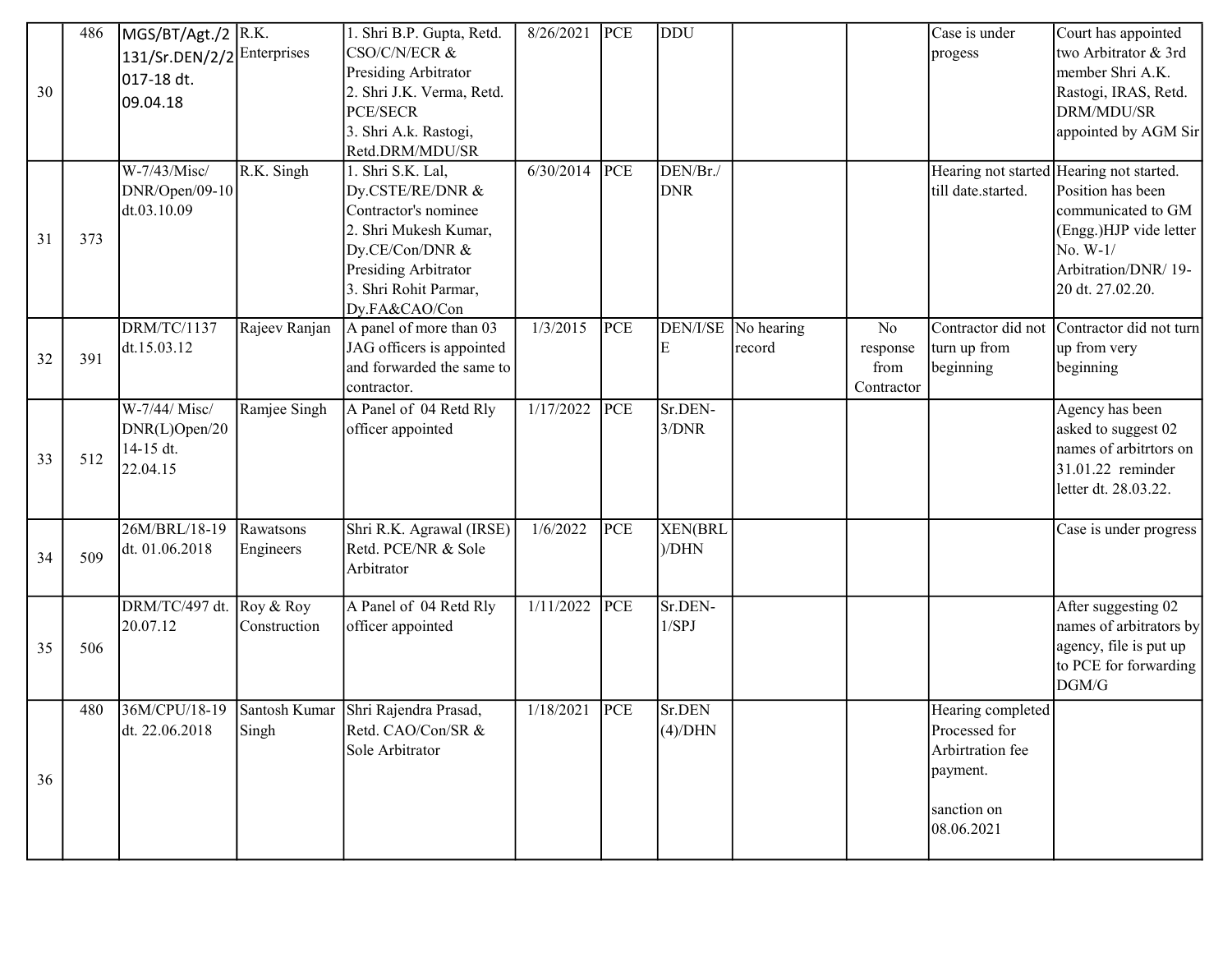| | | | | | | | | | | | |
|---|---|---|---|---|---|---|---|---|---|---|---|
| 30 | 486 | MGS/BT/Agt./2 131/Sr.DEN/2/2 017-18 dt. 09.04.18 | R.K. Enterprises | 1. Shri B.P. Gupta, Retd. CSO/C/N/ECR & Presiding Arbitrator 2. Shri J.K. Verma, Retd. PCE/SECR 3. Shri A.k. Rastogi, Retd.DRM/MDU/SR | 8/26/2021 | PCE | DDU | | | Case is under progess | Court has appointed two Arbitrator & 3rd member Shri A.K. Rastogi, IRAS, Retd. DRM/MDU/SR appointed by AGM Sir |
| 31 | 373 | W-7/43/Misc/ DNR/Open/09-10 dt.03.10.09 | R.K. Singh | 1. Shri S.K. Lal, Dy.CSTE/RE/DNR & Contractor's nominee 2. Shri Mukesh Kumar, Dy.CE/Con/DNR & Presiding Arbitrator 3. Shri Rohit Parmar, Dy.FA&CAO/Con | 6/30/2014 | PCE | DEN/Br./ DNR | | | Hearing not started till date.started. | Hearing not started. Position has been communicated to GM (Engg.)HJP vide letter No. W-1/ Arbitration/DNR/ 19-20 dt. 27.02.20. |
| 32 | 391 | DRM/TC/1137 dt.15.03.12 | Rajeev Ranjan | A panel of more than 03 JAG officers is appointed and forwarded the same to contractor. | 1/3/2015 | PCE | DEN/I/SE E | No hearing record | No response from Contractor | Contractor did not turn up from beginning | Contractor did not turn up from very beginning |
| 33 | 512 | W-7/44/ Misc/ DNR(L)Open/20 14-15 dt. 22.04.15 | Ramjee Singh | A Panel of 04 Retd Rly officer appointed | 1/17/2022 | PCE | Sr.DEN- 3/DNR | | | | Agency has been asked to suggest 02 names of arbitrtors on 31.01.22 reminder letter dt. 28.03.22. |
| 34 | 509 | 26M/BRL/18-19 dt. 01.06.2018 | Rawatsons Engineers | Shri R.K. Agrawal (IRSE) Retd. PCE/NR & Sole Arbitrator | 1/6/2022 | PCE | XEN(BRL )/DHN | | | | Case is under progress |
| 35 | 506 | DRM/TC/497 dt. 20.07.12 | Roy & Roy Construction | A Panel of 04 Retd Rly officer appointed | 1/11/2022 | PCE | Sr.DEN- 1/SPJ | | | | After suggesting 02 names of arbitrators by agency, file is put up to PCE for forwarding DGM/G |
| 36 | 480 | 36M/CPU/18-19 dt. 22.06.2018 | Santosh Kumar Singh | Shri Rajendra Prasad, Retd. CAO/Con/SR & Sole Arbitrator | 1/18/2021 | PCE | Sr.DEN (4)/DHN | | | Hearing completed Processed for Arbirtration fee payment. sanction on 08.06.2021 | |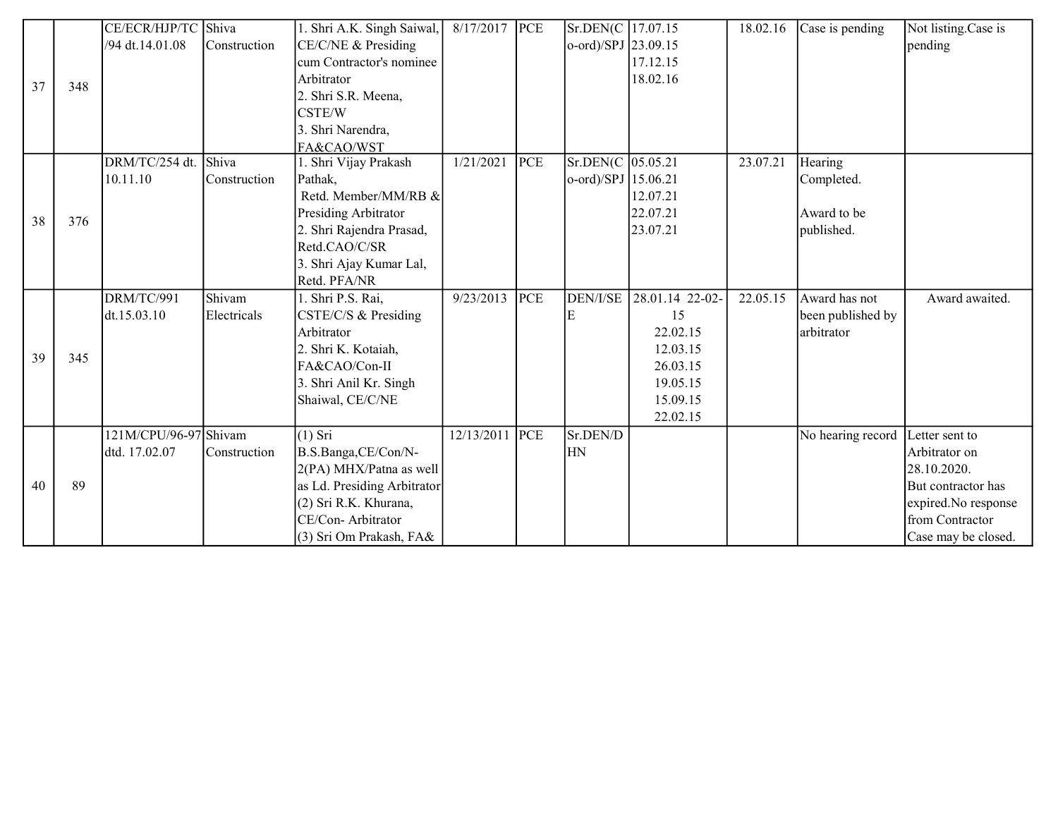| 37 | 348 | CE/ECR/HJP/TC /94 dt.14.01.08 | Shiva Construction | 1. Shri A.K. Singh Saiwal, CE/C/NE & Presiding cum Contractor's nominee Arbitrator<br>2. Shri S.R. Meena, CSTE/W<br>3. Shri Narendra, FA&CAO/WST | 8/17/2017 | PCE | Sr.DEN(Co-ord)/SPJ | 17.07.15<br>23.09.15<br>17.12.15<br>18.02.16 | 18.02.16 | Case is pending | Not listing.Case is pending |
|---|---|---|---|---|---|---|---|---|---|---|---|
| 38 | 376 | DRM/TC/254 dt. 10.11.10 | Shiva Construction | 1. Shri Vijay Prakash Pathak, Retd. Member/MM/RB & Presiding Arbitrator<br>2. Shri Rajendra Prasad, Retd.CAO/C/SR<br>3. Shri Ajay Kumar Lal, Retd. PFA/NR | 1/21/2021 | PCE | Sr.DEN(Co-ord)/SPJ | 05.05.21<br>15.06.21<br>12.07.21<br>22.07.21<br>23.07.21 | 23.07.21 | Hearing Completed.<br><br>Award to be published. | |
| 39 | 345 | DRM/TC/991 dt.15.03.10 | Shivam Electricals | 1. Shri P.S. Rai, CSTE/C/S & Presiding Arbitrator<br>2. Shri K. Kotaiah, FA&CAO/Con-II<br>3. Shri Anil Kr. Singh Shaiwal, CE/C/NE | 9/23/2013 | PCE | DEN/I/SEE | 28.01.14 22-02-15<br>22.02.15<br>12.03.15<br>26.03.15<br>19.05.15<br>15.09.15<br>22.02.15 | 22.05.15 | Award has not been published by arbitrator | Award awaited. |
| 40 | 89 | 121M/CPU/96-97 dtd. 17.02.07 | Shivam Construction | (1) Sri B.S.Banga,CE/Con/N-2(PA) MHX/Patna as well as Ld. Presiding Arbitrator<br>(2) Sri R.K. Khurana, CE/Con- Arbitrator<br>(3) Sri Om Prakash, FA& | 12/13/2011 | PCE | Sr.DEN/DHN | | | No hearing record | Letter sent to Arbitrator on 28.10.2020.<br>But contractor has expired.No response from Contractor Case may be closed. |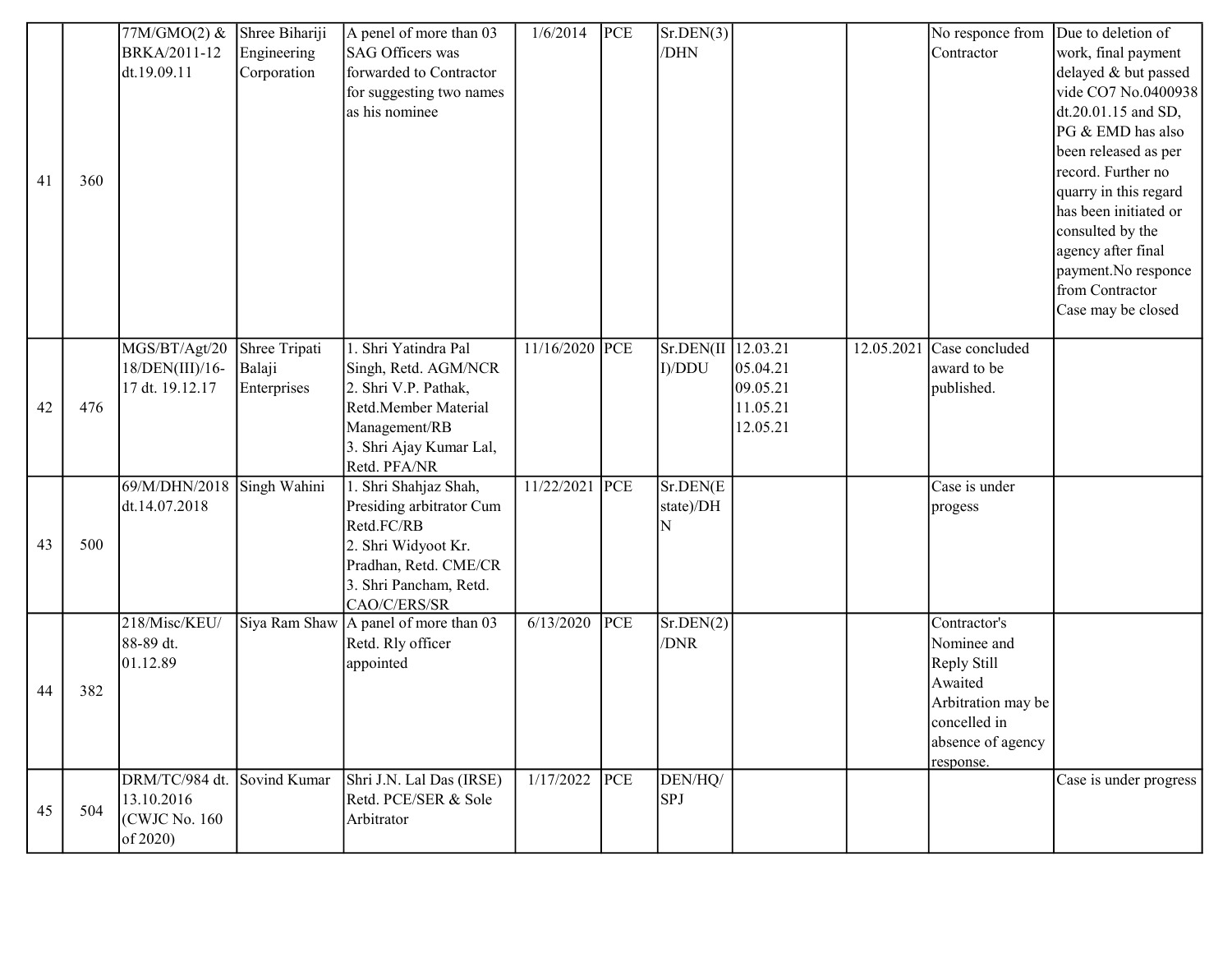| | | | | | | | | | | | |
|---|---|---|---|---|---|---|---|---|---|---|---|
| 41 | 360 | 77M/GMO(2) & BRKA/2011-12 dt.19.09.11 | Shree Bihariji Engineering Corporation | A penel of more than 03 SAG Officers was forwarded to Contractor for suggesting two names as his nominee | 1/6/2014 | PCE | Sr.DEN(3)/DHN | | | No responce from Contractor | Due to deletion of work, final payment delayed & but passed vide CO7 No.0400938 dt.20.01.15 and SD, PG & EMD has also been released as per record. Further no quarry in this regard has been initiated or consulted by the agency after final payment.No responce from Contractor Case may be closed |
| 42 | 476 | MGS/BT/Agt/2018/DEN(III)/16-17 dt. 19.12.17 | Shree Tripati Balaji Enterprises | 1. Shri Yatindra Pal Singh, Retd. AGM/NCR<br>2. Shri V.P. Pathak, Retd.Member Material Management/RB<br>3. Shri Ajay Kumar Lal, Retd. PFA/NR | 11/16/2020 | PCE | Sr.DEN(III)/DDU | 12.03.21<br>05.04.21<br>09.05.21<br>11.05.21<br>12.05.21 | 12.05.2021 | Case concluded award to be published. | |
| 43 | 500 | 69/M/DHN/2018 dt.14.07.2018 | Singh Wahini | 1. Shri Shahjaz Shah, Presiding arbitrator Cum Retd.FC/RB<br>2. Shri Widyoot Kr. Pradhan, Retd. CME/CR<br>3. Shri Pancham, Retd. CAO/C/ERS/SR | 11/22/2021 | PCE | Sr.DEN(Estate)/DHN | | | Case is under progess | |
| 44 | 382 | 218/Misc/KEU/88-89 dt. 01.12.89 | Siya Ram Shaw | A panel of more than 03 Retd. Rly officer appointed | 6/13/2020 | PCE | Sr.DEN(2)/DNR | | | Contractor's Nominee and Reply Still Awaited Arbitration may be concelled in absence of agency response. | |
| 45 | 504 | DRM/TC/984 dt. 13.10.2016 (CWJC No. 160 of 2020) | Sovind Kumar | Shri J.N. Lal Das (IRSE) Retd. PCE/SER & Sole Arbitrator | 1/17/2022 | PCE | DEN/HQ/SPJ | | | | Case is under progress |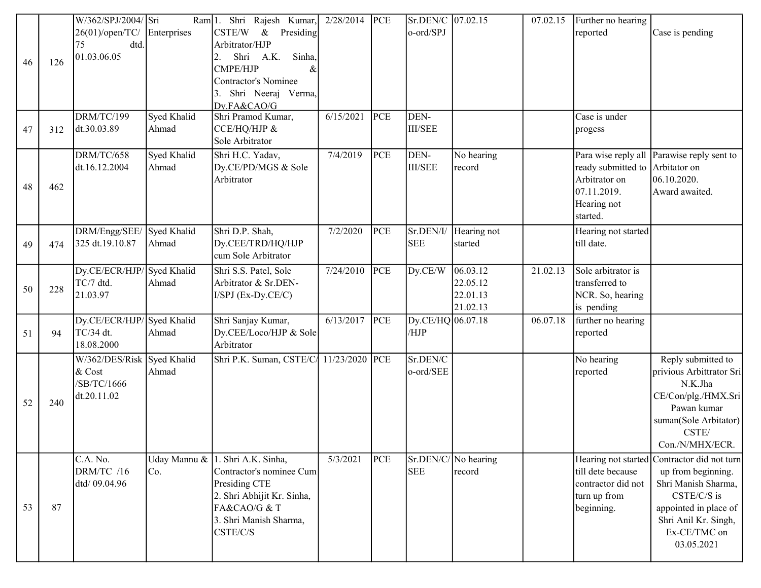| 46 | 126 | W/362/SPJ/2004/ 26(01)/open/TC/ 75 dtd. 01.03.06.05 | Sri Ram Enterprises | 1. Shri Rajesh Kumar, CSTE/W & Presiding Arbitrator/HJP<br>2. Shri A.K. Sinha, CMPE/HJP & Contractor's Nominee<br>3. Shri Neeraj Verma, Dy.FA&CAO/G | 2/28/2014 | PCE | Sr.DEN/Co-ord/SPJ | 07.02.15 | 07.02.15 | Further no hearing reported | Case is pending |
|---|---|---|---|---|---|---|---|---|---|---|---|
| 47 | 312 | DRM/TC/199 dt.30.03.89 | Syed Khalid Ahmad | Shri Pramod Kumar, CCE/HQ/HJP & Sole Arbitrator | 6/15/2021 | PCE | DEN-III/SEE | | | Case is under progess | |
| 48 | 462 | DRM/TC/658 dt.16.12.2004 | Syed Khalid Ahmad | Shri H.C. Yadav, Dy.CE/PD/MGS & Sole Arbitrator | 7/4/2019 | PCE | DEN-III/SEE | No hearing record | | Para wise reply all ready submitted to Arbitrator on 07.11.2019. Hearing not started. | Parawise reply sent to Arbitrator on 06.10.2020. Award awaited. |
| 49 | 474 | DRM/Engg/SEE/ 325 dt.19.10.87 | Syed Khalid Ahmad | Shri D.P. Shah, Dy.CEE/TRD/HQ/HJP cum Sole Arbitrator | 7/2/2020 | PCE | Sr.DEN/I/SEE | Hearing not started | | Hearing not started till date. | |
| 50 | 228 | Dy.CE/ECR/HJP/ TC/7 dtd. 21.03.97 | Syed Khalid Ahmad | Shri S.S. Patel, Sole Arbitrator & Sr.DEN-I/SPJ (Ex-Dy.CE/C) | 7/24/2010 | PCE | Dy.CE/W | 06.03.12<br>22.05.12<br>22.01.13<br>21.02.13 | 21.02.13 | Sole arbitrator is transferred to NCR. So, hearing is pending | |
| 51 | 94 | Dy.CE/ECR/HJP/ TC/34 dt. 18.08.2000 | Syed Khalid Ahmad | Shri Sanjay Kumar, Dy.CEE/Loco/HJP & Sole Arbitrator | 6/13/2017 | PCE | Dy.CE/HQ/HJP | 06.07.18 | 06.07.18 | further no hearing reported | |
| 52 | 240 | W/362/DES/Risk & Cost /SB/TC/1666 dt.20.11.02 | Syed Khalid Ahmad | Shri P.K. Suman, CSTE/C/ | 11/23/2020 | PCE | Sr.DEN/Co-ord/SEE | | | No hearing reported | Reply submitted to privious Arbittrator Sri N.K.Jha CE/Con/plg./HMX.Sri Pawan kumar suman(Sole Arbitator) CSTE/ Con./N/MHX/ECR. |
| 53 | 87 | C.A. No. DRM/TC /16 dtd/ 09.04.96 | Uday Mannu & Co. | 1. Shri A.K. Sinha, Contractor's nominee Cum Presiding CTE<br>2. Shri Abhijit Kr. Sinha, FA&CAO/G & T<br>3. Shri Manish Sharma, CSTE/C/S | 5/3/2021 | PCE | Sr.DEN/C/SEE | No hearing record | | Hearing not started till dete because contractor did not turn up from beginning. | Contractor did not turn up from beginning. Shri Manish Sharma, CSTE/C/S is appointed in place of Shri Anil Kr. Singh, Ex-CE/TMC on 03.05.2021 |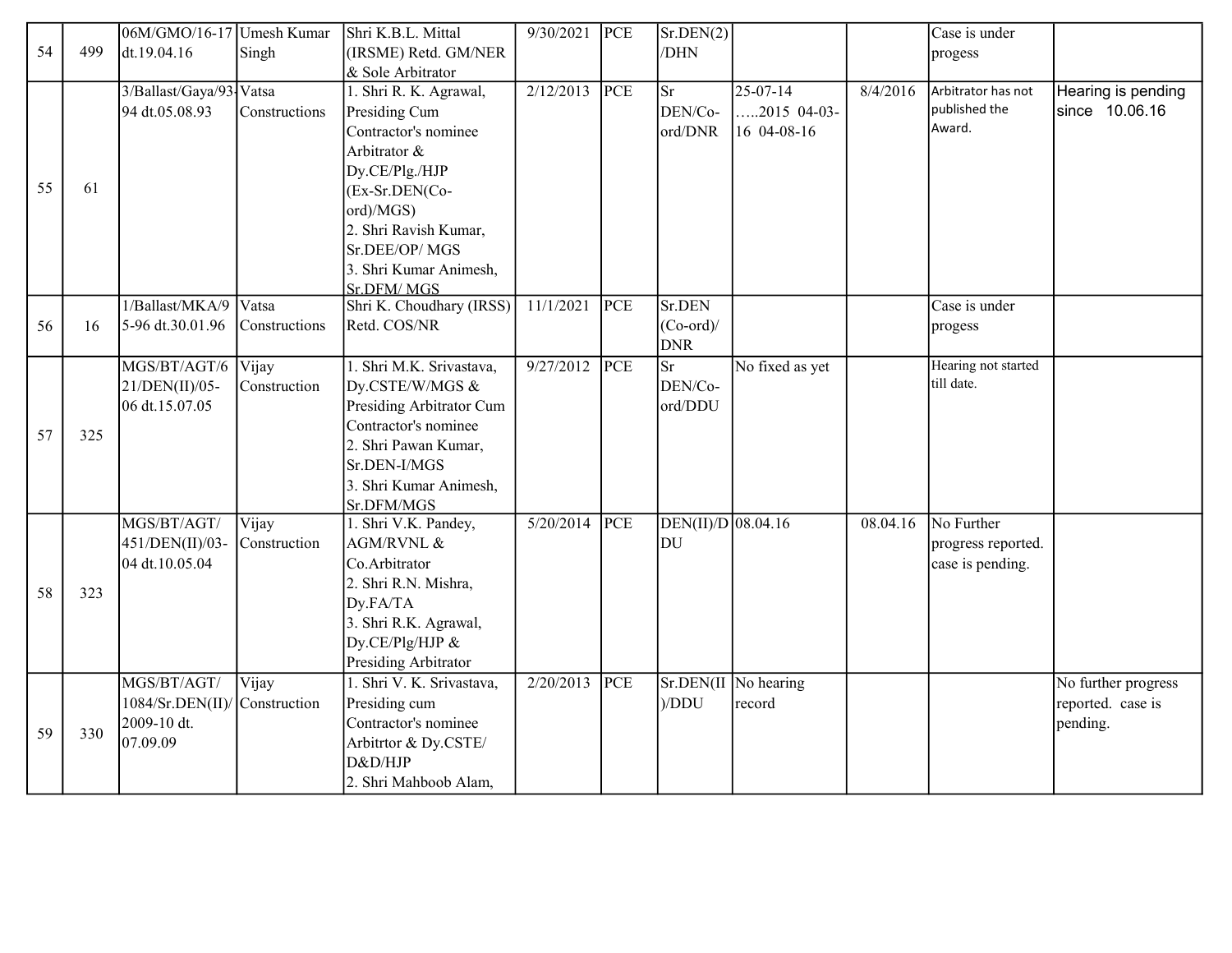| | | | | | | | | | | | |
|---|---|---|---|---|---|---|---|---|---|---|---|
| 54 | 499 | 06M/GMO/16-17 dt.19.04.16 | Umesh Kumar Singh | Shri K.B.L. Mittal (IRSME) Retd. GM/NER & Sole Arbitrator | 9/30/2021 | PCE | Sr.DEN(2)/DHN | | | Case is under progess | |
| 55 | 61 | 3/Ballast/Gaya/93-94 dt.05.08.93 | Vatsa Constructions | 1. Shri R. K. Agrawal, Presiding Cum Contractor's nominee Arbitrator & Dy.CE/Plg./HJP (Ex-Sr.DEN(Co-ord)/MGS) 2. Shri Ravish Kumar, Sr.DEE/OP/ MGS 3. Shri Kumar Animesh, Sr.DFM/ MGS | 2/12/2013 | PCE | Sr DEN/Co-ord/DNR | 25-07-14 …..2015 04-03-16 04-08-16 | 8/4/2016 | Arbitrator has not published the Award. | Hearing is pending since 10.06.16 |
| 56 | 16 | 1/Ballast/MKA/95-96 dt.30.01.96 | Vatsa Constructions | Shri K. Choudhary (IRSS) Retd. COS/NR | 11/1/2021 | PCE | Sr.DEN (Co-ord)/ DNR | | | Case is under progess | |
| 57 | 325 | MGS/BT/AGT/621/DEN(II)/05-06 dt.15.07.05 | Vijay Construction | 1. Shri M.K. Srivastava, Dy.CSTE/W/MGS & Presiding Arbitrator Cum Contractor's nominee 2. Shri Pawan Kumar, Sr.DEN-I/MGS 3. Shri Kumar Animesh, Sr.DFM/MGS | 9/27/2012 | PCE | Sr DEN/Co-ord/DDU | No fixed as yet | | Hearing not started till date. | |
| 58 | 323 | MGS/BT/AGT/451/DEN(II)/03-04 dt.10.05.04 | Vijay Construction | 1. Shri V.K. Pandey, AGM/RVNL & Co.Arbitrator 2. Shri R.N. Mishra, Dy.FA/TA 3. Shri R.K. Agrawal, Dy.CE/Plg/HJP & Presiding Arbitrator | 5/20/2014 | PCE | DEN(II)/DDU | 08.04.16 | 08.04.16 | No Further progress reported. case is pending. | |
| 59 | 330 | MGS/BT/AGT/1084/Sr.DEN(II)/2009-10 dt. 07.09.09 | Vijay Construction | 1. Shri V. K. Srivastava, Presiding cum Contractor's nominee Arbitrtor & Dy.CSTE/D&D/HJP 2. Shri Mahboob Alam, | 2/20/2013 | PCE | Sr.DEN(II)/DDU | No hearing record | | | No further progress reported. case is pending. |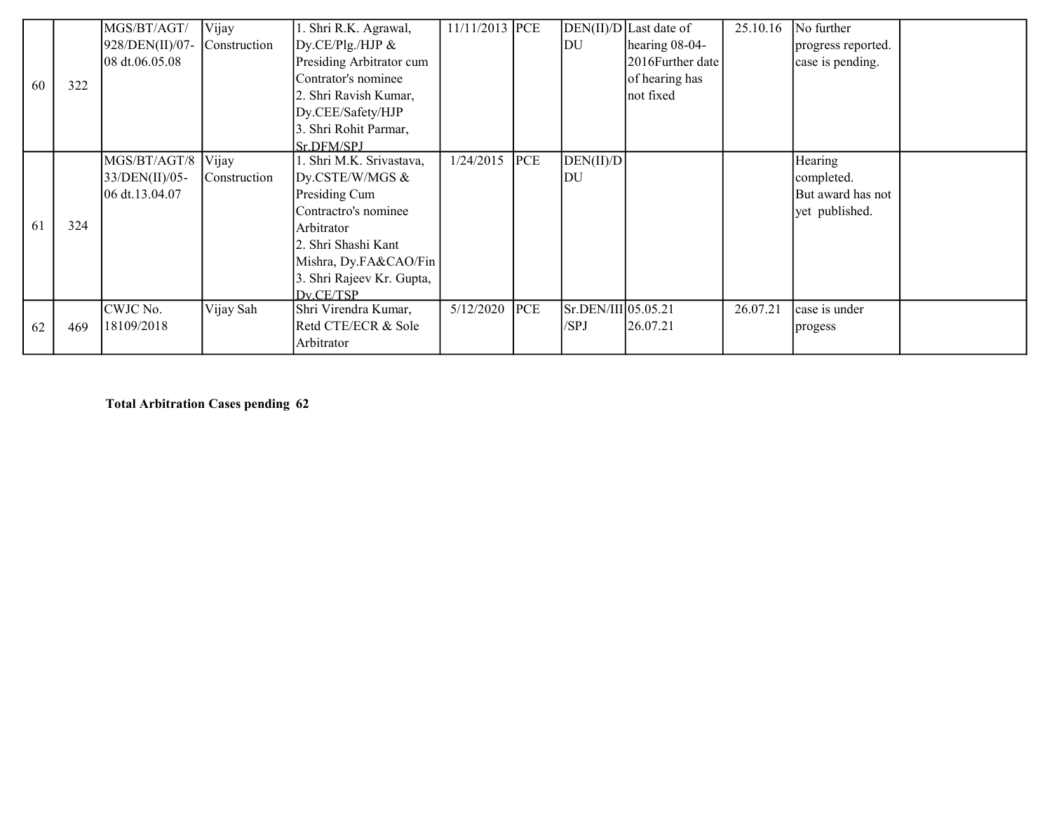| | | | | | | | | | | | |
|---|---|---|---|---|---|---|---|---|---|---|---|
| 60 | 322 | MGS/BT/AGT/ 928/DEN(II)/07-08 dt.06.05.08 | Vijay Construction | 1. Shri R.K. Agrawal, Dy.CE/Plg./HJP & Presiding Arbitrator cum Contrator's nominee 2. Shri Ravish Kumar, Dy.CEE/Safety/HJP 3. Shri Rohit Parmar, Sr.DFM/SPJ | 11/11/2013 | PCE | DEN(II)/DDU | Last date of hearing 08-04-2016Further date of hearing has not fixed | 25.10.16 | No further progress reported. case is pending. | |
| 61 | 324 | MGS/BT/AGT/833/DEN(II)/05-06 dt.13.04.07 | Vijay Construction | 1. Shri M.K. Srivastava, Dy.CSTE/W/MGS & Presiding Cum Contractro's nominee Arbitrator 2. Shri Shashi Kant Mishra, Dy.FA&CAO/Fin 3. Shri Rajeev Kr. Gupta, Dy.CE/TSP | 1/24/2015 | PCE | DEN(II)/DDU | | | Hearing completed. But award has not yet published. | |
| 62 | 469 | CWJC No. 18109/2018 | Vijay Sah | Shri Virendra Kumar, Retd CTE/ECR & Sole Arbitrator | 5/12/2020 | PCE | Sr.DEN/III/SPJ | 05.05.21 26.07.21 | 26.07.21 | case is under progess | |

**Total Arbitration Cases pending 62**